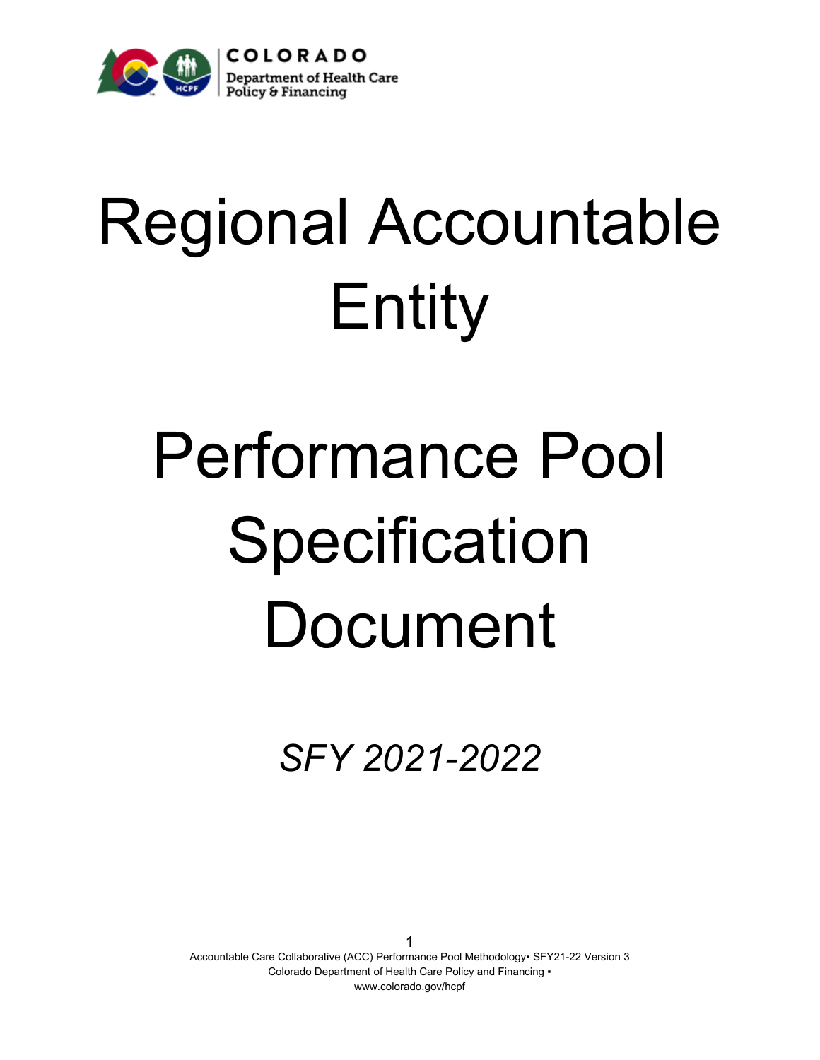# Regional Accountable Entity

# Performance Pool Specification Document

*SFY 2021-2022*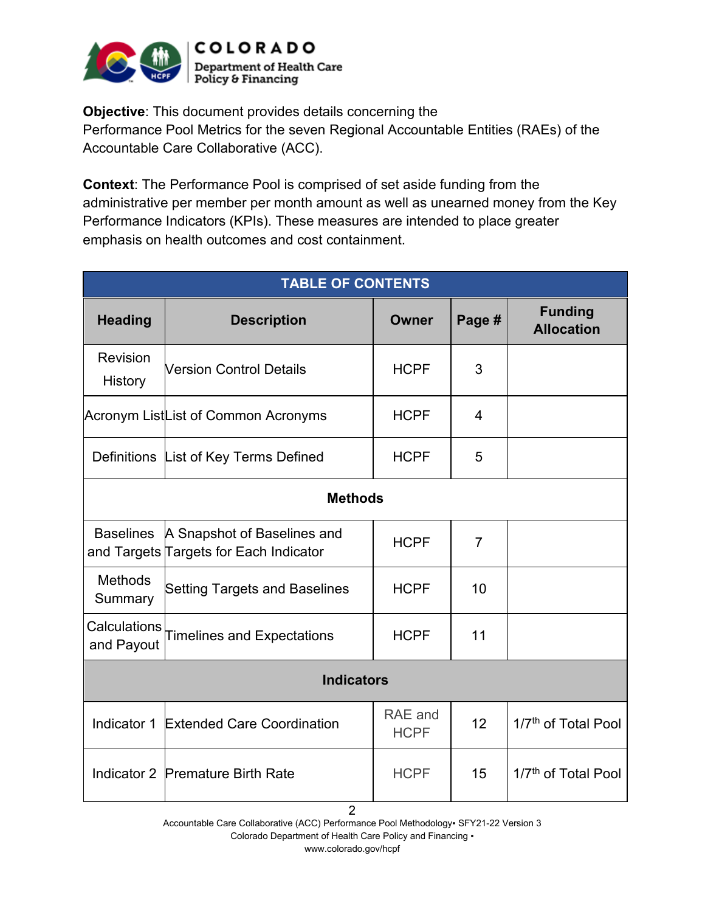**Objective**: This document provides details concerning the Performance Pool Metrics for the seven Regional Accountable Entities (RAEs) of the Accountable Care Collaborative (ACC).

**Context**: The Performance Pool is comprised of set aside funding from the administrative per member per month amount as well as unearned money from the Key Performance Indicators (KPIs). These measures are intended to place greater emphasis on health outcomes and cost containment.

| TABLE OF CONTENTS | | | | |
|---|---|---|---|---|
| **Heading** | **Description** | **Owner** | **Page #** | **Funding Allocation** |
| Revision History | Version Control Details | HCPF | 3 | |
| Acronym List | List of Common Acronyms | HCPF | 4 | |
| Definitions | List of Key Terms Defined | HCPF | 5 | |
| **Methods** | | | | |
| Baselines and Targets | A Snapshot of Baselines and Targets for Each Indicator | HCPF | 7 | |
| Methods Summary | Setting Targets and Baselines | HCPF | 10 | |
| Calculations and Payout | Timelines and Expectations | HCPF | 11 | |
| **Indicators** | | | | |
| Indicator 1 | Extended Care Coordination | RAE and HCPF | 12 | $1/7^{th}$ of Total Pool |
| Indicator 2 | Premature Birth Rate | HCPF | 15 | $1/7^{th}$ of Total Pool |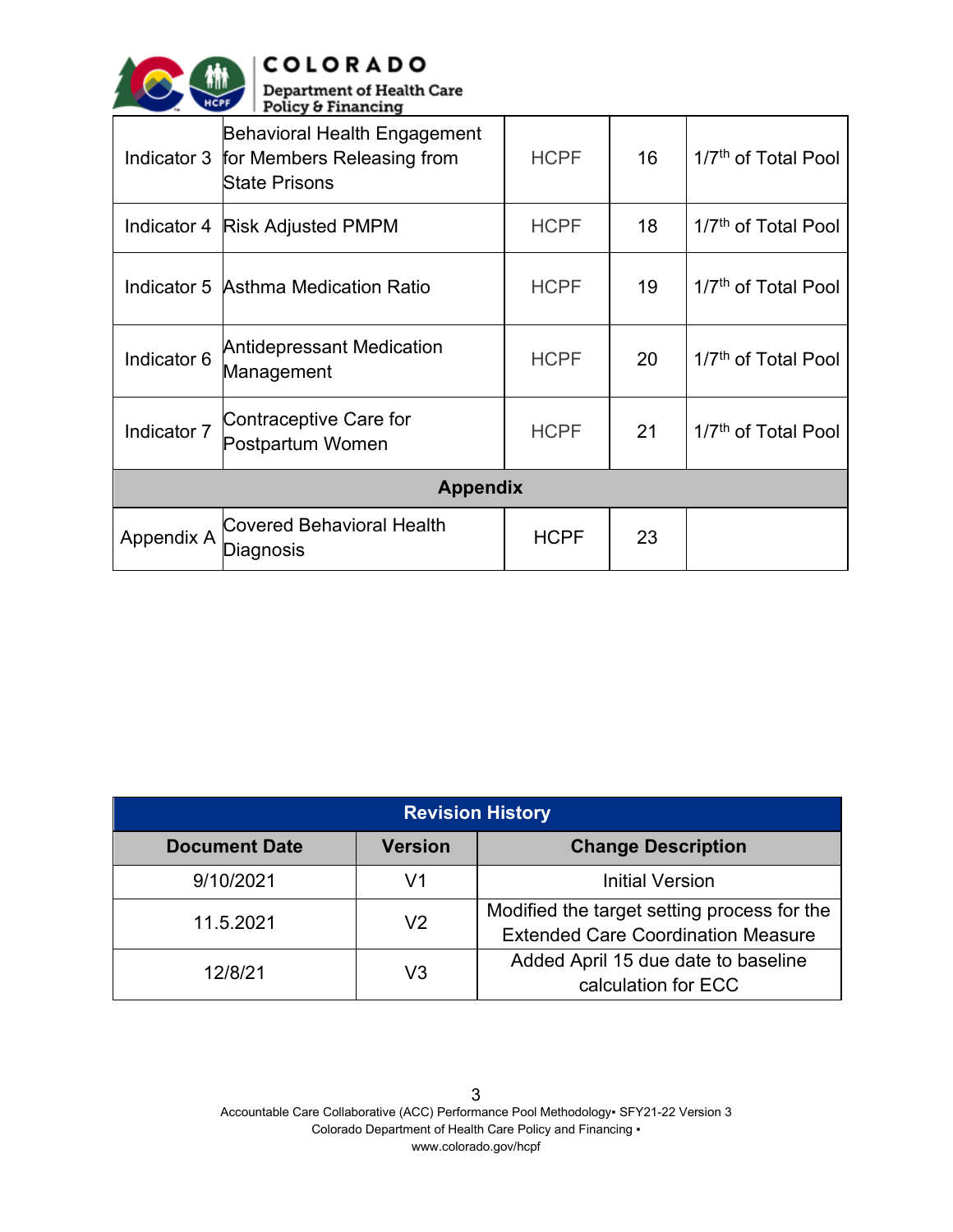| | | | | |
|---|---|---|---|---|
| Indicator 3 | Behavioral Health Engagement for Members Releasing from State Prisons | HCPF | 16 | 1/7th of Total Pool |
| Indicator 4 | Risk Adjusted PMPM | HCPF | 18 | 1/7th of Total Pool |
| Indicator 5 | Asthma Medication Ratio | HCPF | 19 | 1/7th of Total Pool |
| Indicator 6 | Antidepressant Medication Management | HCPF | 20 | 1/7th of Total Pool |
| Indicator 7 | Contraceptive Care for Postpartum Women | HCPF | 21 | 1/7th of Total Pool |
| **Appendix** | | | | |
| Appendix A | Covered Behavioral Health Diagnosis | HCPF | 23 | |

| Revision History | | |
|---|---|---|
| **Document Date** | **Version** | **Change Description** |
| 9/10/2021 | V1 | Initial Version |
| 11.5.2021 | V2 | Modified the target setting process for the Extended Care Coordination Measure |
| 12/8/21 | V3 | Added April 15 due date to baseline calculation for ECC |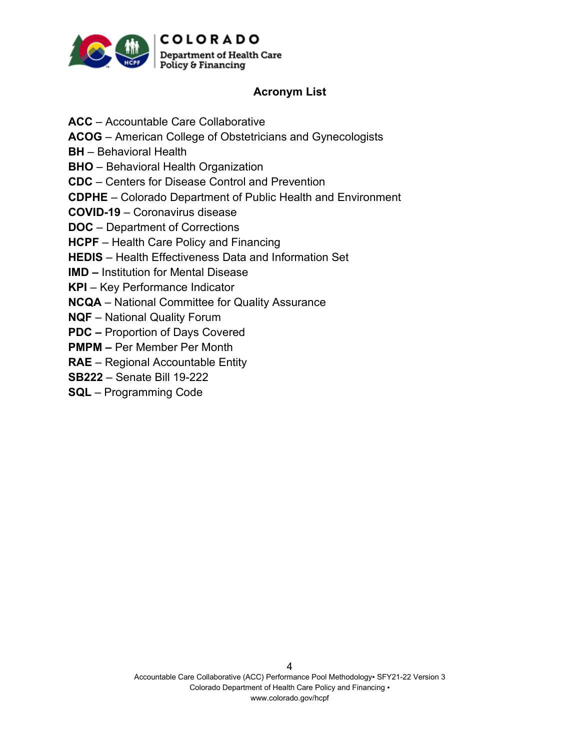## Acronym List

**ACC** – Accountable Care Collaborative  
**ACOG** – American College of Obstetricians and Gynecologists  
**BH** – Behavioral Health  
**BHO** – Behavioral Health Organization  
**CDC** – Centers for Disease Control and Prevention  
**CDPHE** – Colorado Department of Public Health and Environment  
**COVID-19** – Coronavirus disease  
**DOC** – Department of Corrections  
**HCPF** – Health Care Policy and Financing  
**HEDIS** – Health Effectiveness Data and Information Set  
**IMD –** Institution for Mental Disease  
**KPI** – Key Performance Indicator  
**NCQA** – National Committee for Quality Assurance  
**NQF** – National Quality Forum  
**PDC –** Proportion of Days Covered  
**PMPM –** Per Member Per Month  
**RAE** – Regional Accountable Entity  
**SB222** – Senate Bill 19-222  
**SQL** – Programming Code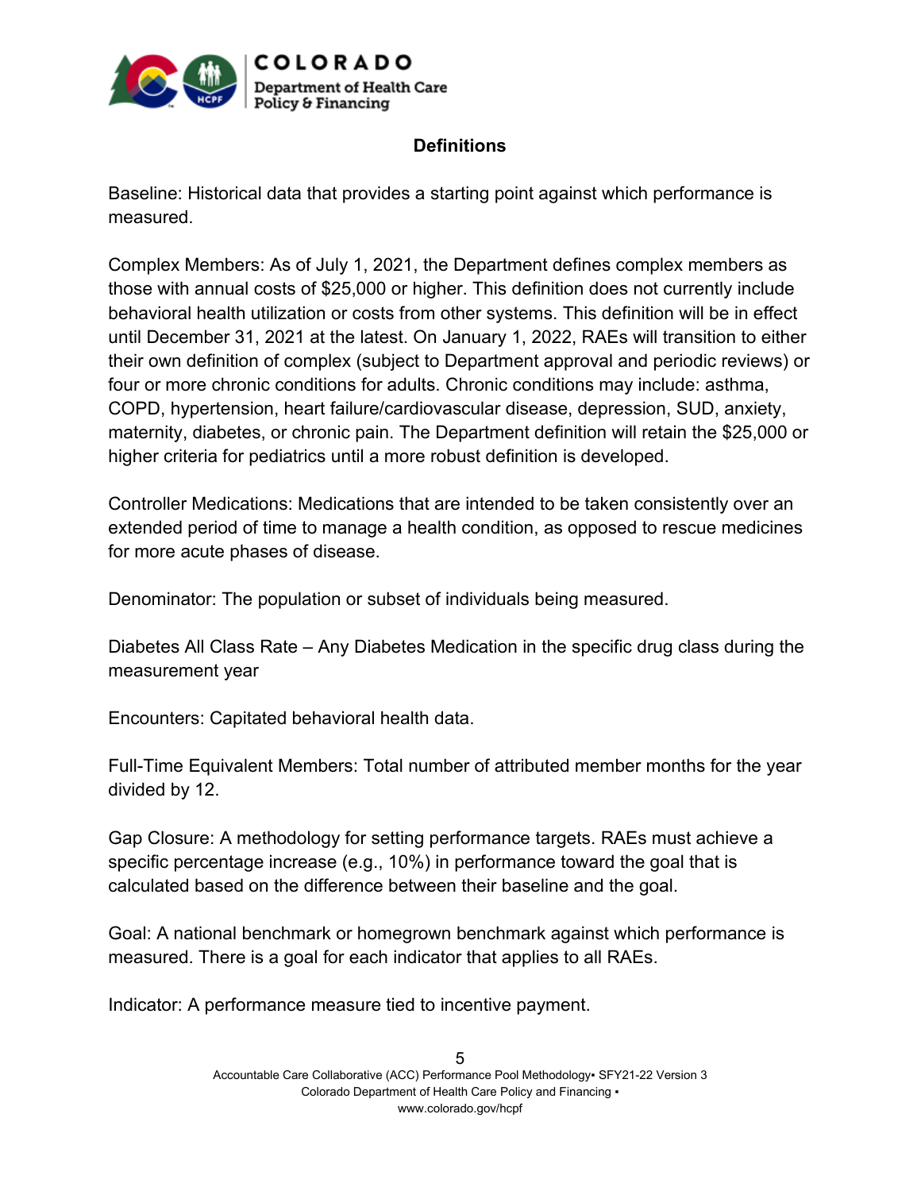## Definitions

Baseline: Historical data that provides a starting point against which performance is measured.

Complex Members: As of July 1, 2021, the Department defines complex members as those with annual costs of $25,000 or higher. This definition does not currently include behavioral health utilization or costs from other systems. This definition will be in effect until December 31, 2021 at the latest. On January 1, 2022, RAEs will transition to either their own definition of complex (subject to Department approval and periodic reviews) or four or more chronic conditions for adults. Chronic conditions may include: asthma, COPD, hypertension, heart failure/cardiovascular disease, depression, SUD, anxiety, maternity, diabetes, or chronic pain. The Department definition will retain the $25,000 or higher criteria for pediatrics until a more robust definition is developed.

Controller Medications: Medications that are intended to be taken consistently over an extended period of time to manage a health condition, as opposed to rescue medicines for more acute phases of disease.

Denominator: The population or subset of individuals being measured.

Diabetes All Class Rate – Any Diabetes Medication in the specific drug class during the measurement year

Encounters: Capitated behavioral health data.

Full-Time Equivalent Members: Total number of attributed member months for the year divided by 12.

Gap Closure: A methodology for setting performance targets. RAEs must achieve a specific percentage increase (e.g., 10%) in performance toward the goal that is calculated based on the difference between their baseline and the goal.

Goal: A national benchmark or homegrown benchmark against which performance is measured. There is a goal for each indicator that applies to all RAEs.

Indicator: A performance measure tied to incentive payment.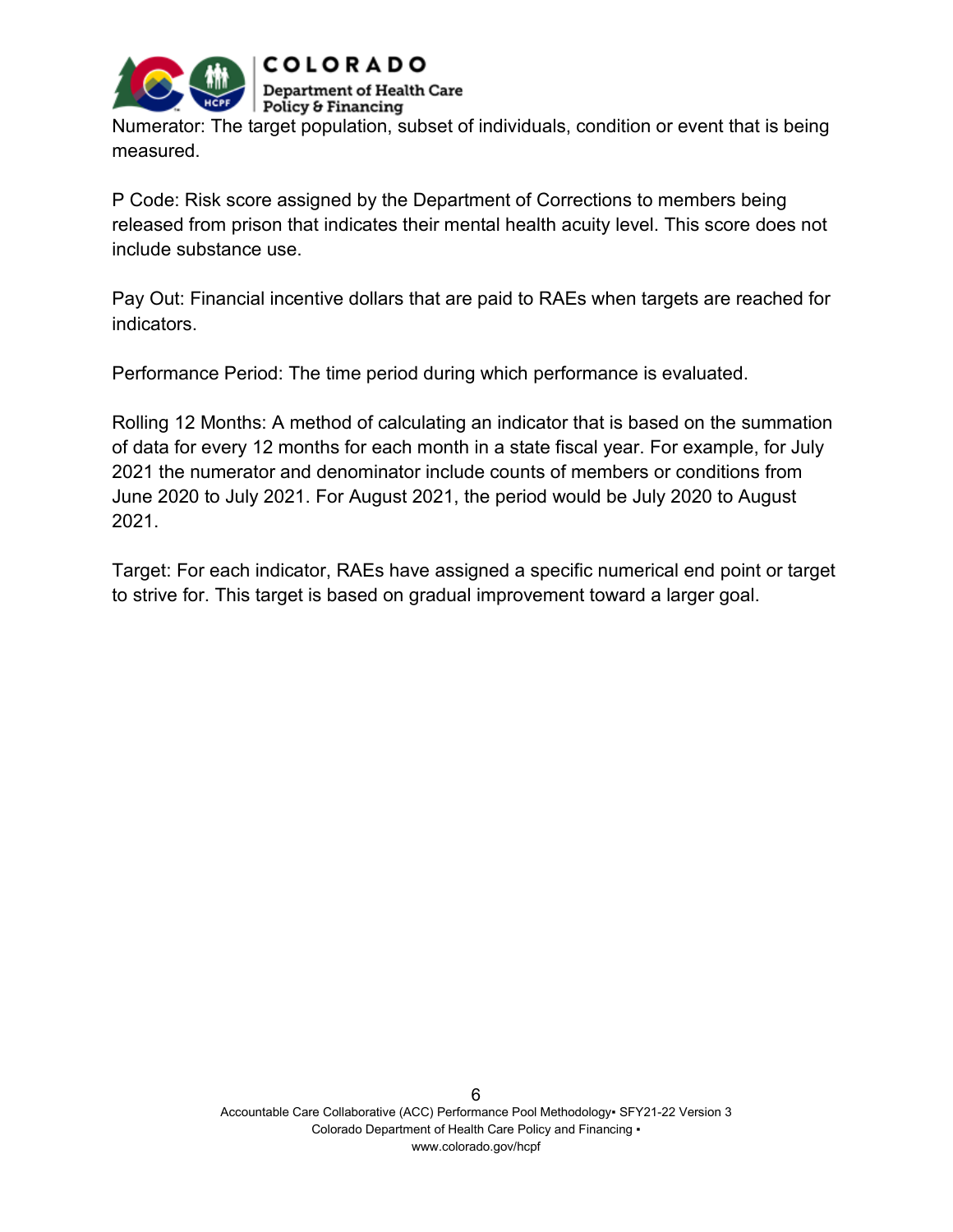Numerator: The target population, subset of individuals, condition or event that is being measured.

P Code: Risk score assigned by the Department of Corrections to members being released from prison that indicates their mental health acuity level. This score does not include substance use.

Pay Out: Financial incentive dollars that are paid to RAEs when targets are reached for indicators.

Performance Period: The time period during which performance is evaluated.

Rolling 12 Months: A method of calculating an indicator that is based on the summation of data for every 12 months for each month in a state fiscal year. For example, for July 2021 the numerator and denominator include counts of members or conditions from June 2020 to July 2021. For August 2021, the period would be July 2020 to August 2021.

Target: For each indicator, RAEs have assigned a specific numerical end point or target to strive for. This target is based on gradual improvement toward a larger goal.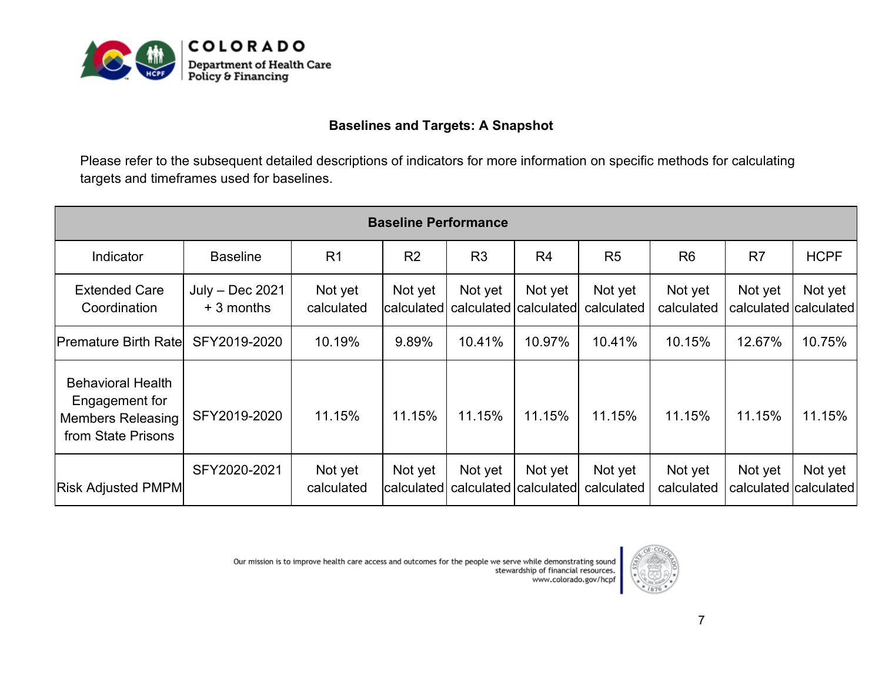**Baselines and Targets: A Snapshot**

Please refer to the subsequent detailed descriptions of indicators for more information on specific methods for calculating targets and timeframes used for baselines.

| Baseline Performance | | | | | | | | | |
|---|---|---|---|---|---|---|---|---|---|
| Indicator | Baseline | R1 | R2 | R3 | R4 | R5 | R6 | R7 | HCPF |
| Extended Care Coordination | July – Dec 2021 + 3 months | Not yet calculated | Not yet calculated | Not yet calculated | Not yet calculated | Not yet calculated | Not yet calculated | Not yet calculated | Not yet calculated |
| Premature Birth Rate | SFY2019-2020 | 10.19% | 9.89% | 10.41% | 10.97% | 10.41% | 10.15% | 12.67% | 10.75% |
| Behavioral Health Engagement for Members Releasing from State Prisons | SFY2019-2020 | 11.15% | 11.15% | 11.15% | 11.15% | 11.15% | 11.15% | 11.15% | 11.15% |
| Risk Adjusted PMPM | SFY2020-2021 | Not yet calculated | Not yet calculated | Not yet calculated | Not yet calculated | Not yet calculated | Not yet calculated | Not yet calculated | Not yet calculated |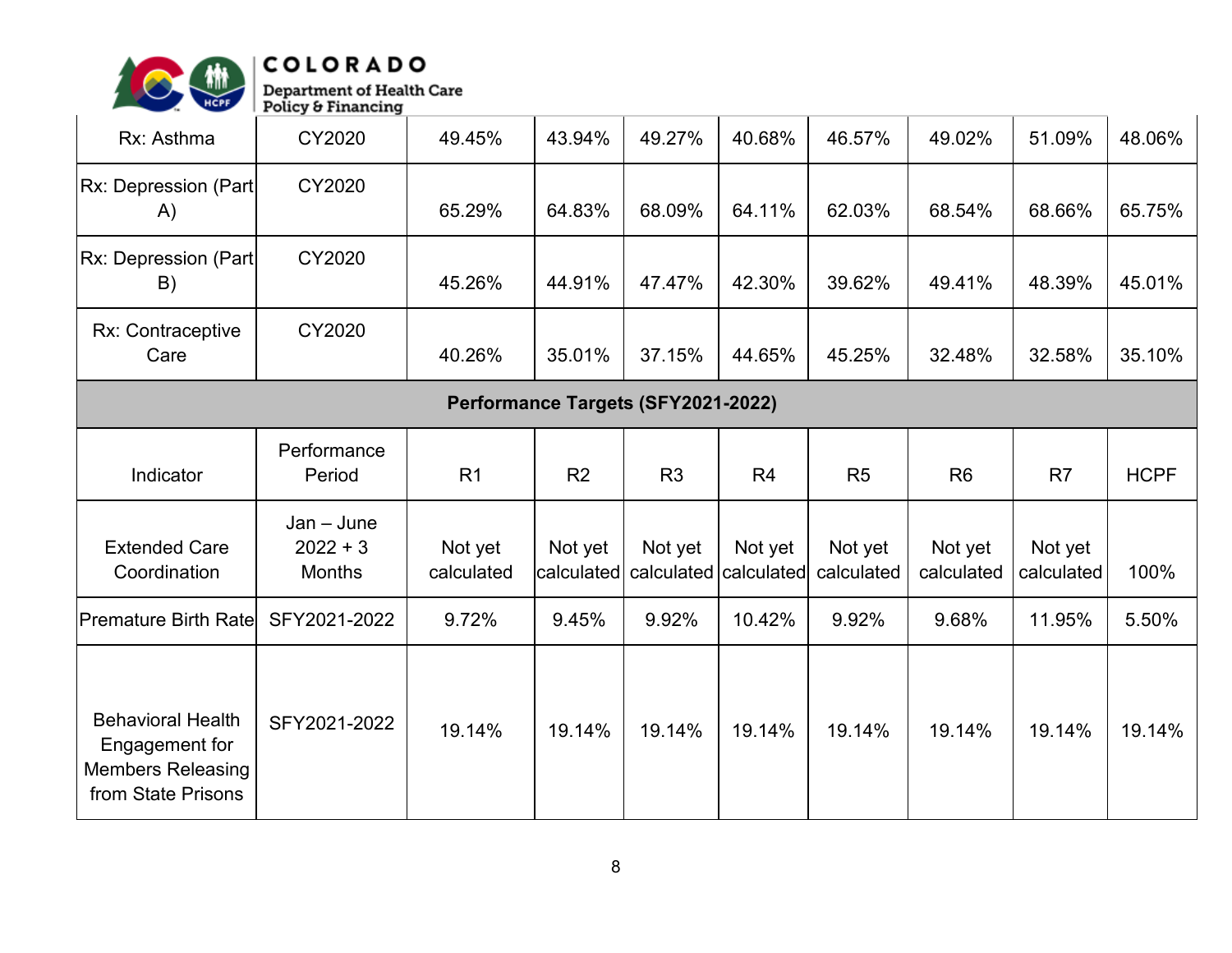| Rx: Asthma | CY2020 | 49.45% | 43.94% | 49.27% | 40.68% | 46.57% | 49.02% | 51.09% | 48.06% |
|---|---|---|---|---|---|---|---|---|---|
| Rx: Depression (Part A) | CY2020 | 65.29% | 64.83% | 68.09% | 64.11% | 62.03% | 68.54% | 68.66% | 65.75% |
| Rx: Depression (Part B) | CY2020 | 45.26% | 44.91% | 47.47% | 42.30% | 39.62% | 49.41% | 48.39% | 45.01% |
| Rx: Contraceptive Care | CY2020 | 40.26% | 35.01% | 37.15% | 44.65% | 45.25% | 32.48% | 32.58% | 35.10% |
| **Performance Targets (SFY2021-2022)** | | | | | | | | | |
| Indicator | Performance Period | R1 | R2 | R3 | R4 | R5 | R6 | R7 | HCPF |
| Extended Care Coordination | Jan – June 2022 + 3 Months | Not yet calculated | Not yet calculated | Not yet calculated | Not yet calculated | Not yet calculated | Not yet calculated | Not yet calculated | 100% |
| Premature Birth Rate | SFY2021-2022 | 9.72% | 9.45% | 9.92% | 10.42% | 9.92% | 9.68% | 11.95% | 5.50% |
| Behavioral Health Engagement for Members Releasing from State Prisons | SFY2021-2022 | 19.14% | 19.14% | 19.14% | 19.14% | 19.14% | 19.14% | 19.14% | 19.14% |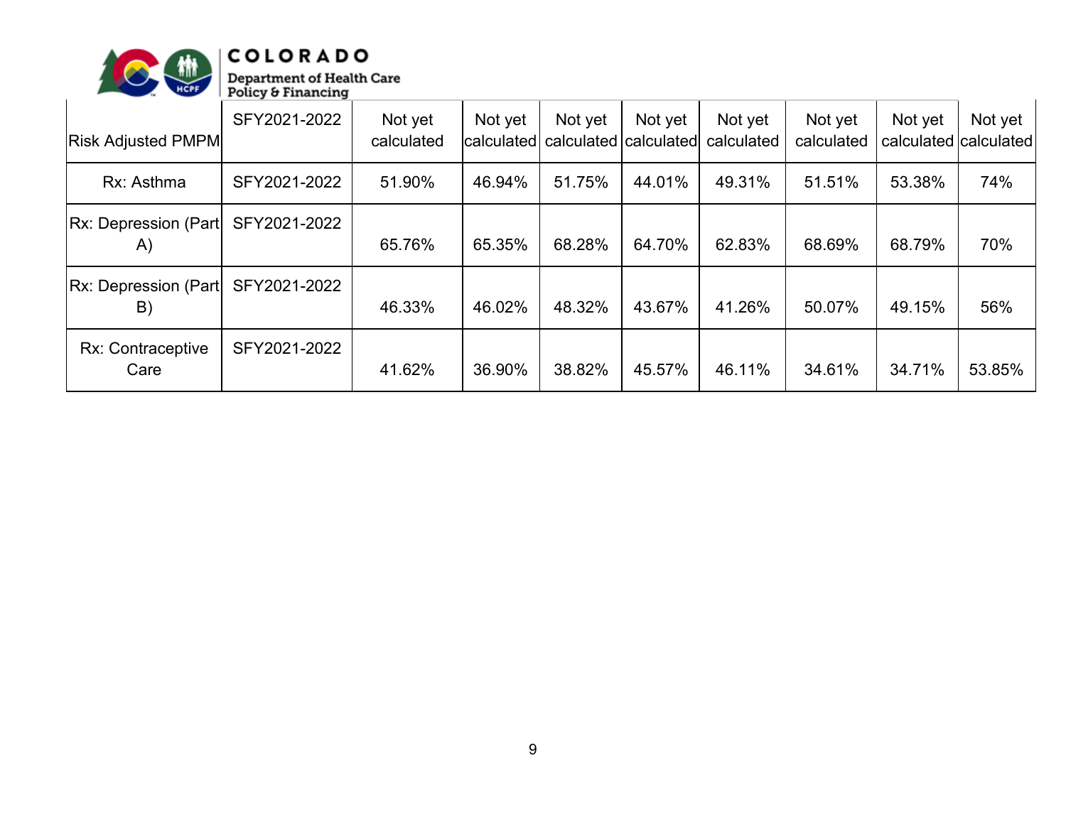| Risk Adjusted PMPM | SFY2021-2022 | Not yet calculated | Not yet calculated | Not yet calculated | Not yet calculated | Not yet calculated | Not yet calculated | Not yet calculated | Not yet calculated |
|---|---|---|---|---|---|---|---|---|---|
| Rx: Asthma | SFY2021-2022 | 51.90% | 46.94% | 51.75% | 44.01% | 49.31% | 51.51% | 53.38% | 74% |
| Rx: Depression (Part A) | SFY2021-2022 | 65.76% | 65.35% | 68.28% | 64.70% | 62.83% | 68.69% | 68.79% | 70% |
| Rx: Depression (Part B) | SFY2021-2022 | 46.33% | 46.02% | 48.32% | 43.67% | 41.26% | 50.07% | 49.15% | 56% |
| Rx: Contraceptive Care | SFY2021-2022 | 41.62% | 36.90% | 38.82% | 45.57% | 46.11% | 34.61% | 34.71% | 53.85% |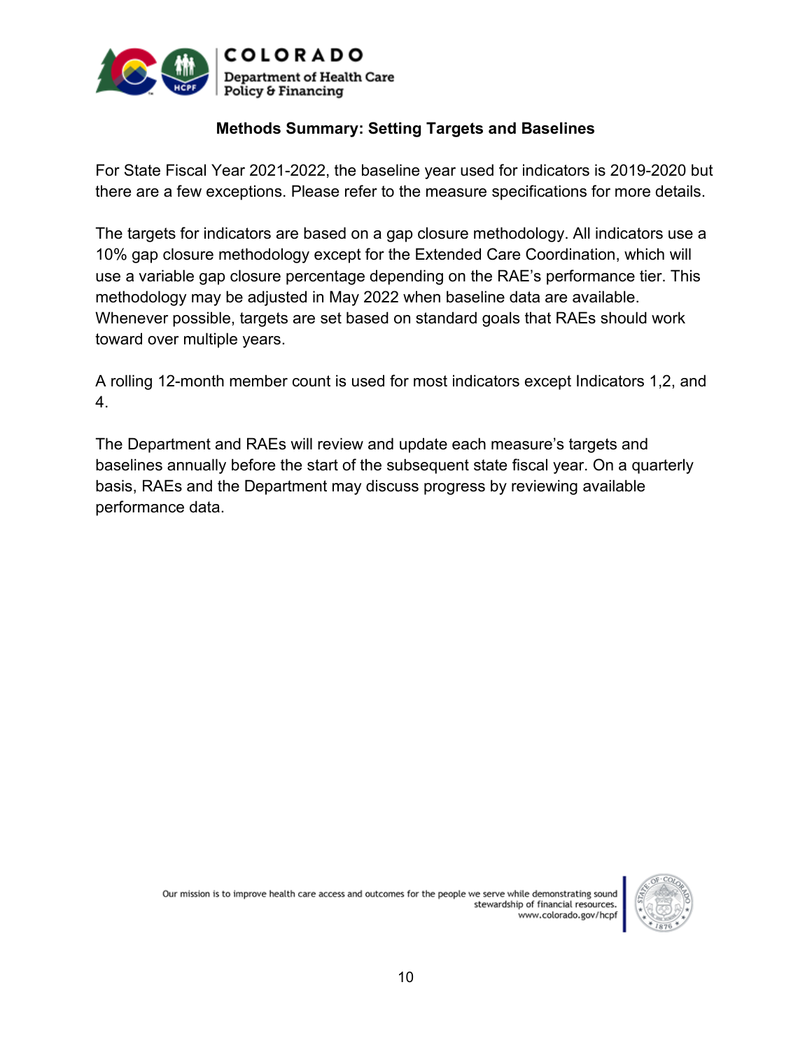## Methods Summary: Setting Targets and Baselines

For State Fiscal Year 2021-2022, the baseline year used for indicators is 2019-2020 but there are a few exceptions. Please refer to the measure specifications for more details.

The targets for indicators are based on a gap closure methodology. All indicators use a 10% gap closure methodology except for the Extended Care Coordination, which will use a variable gap closure percentage depending on the RAE's performance tier. This methodology may be adjusted in May 2022 when baseline data are available. Whenever possible, targets are set based on standard goals that RAEs should work toward over multiple years.

A rolling 12-month member count is used for most indicators except Indicators 1,2, and 4.

The Department and RAEs will review and update each measure's targets and baselines annually before the start of the subsequent state fiscal year. On a quarterly basis, RAEs and the Department may discuss progress by reviewing available performance data.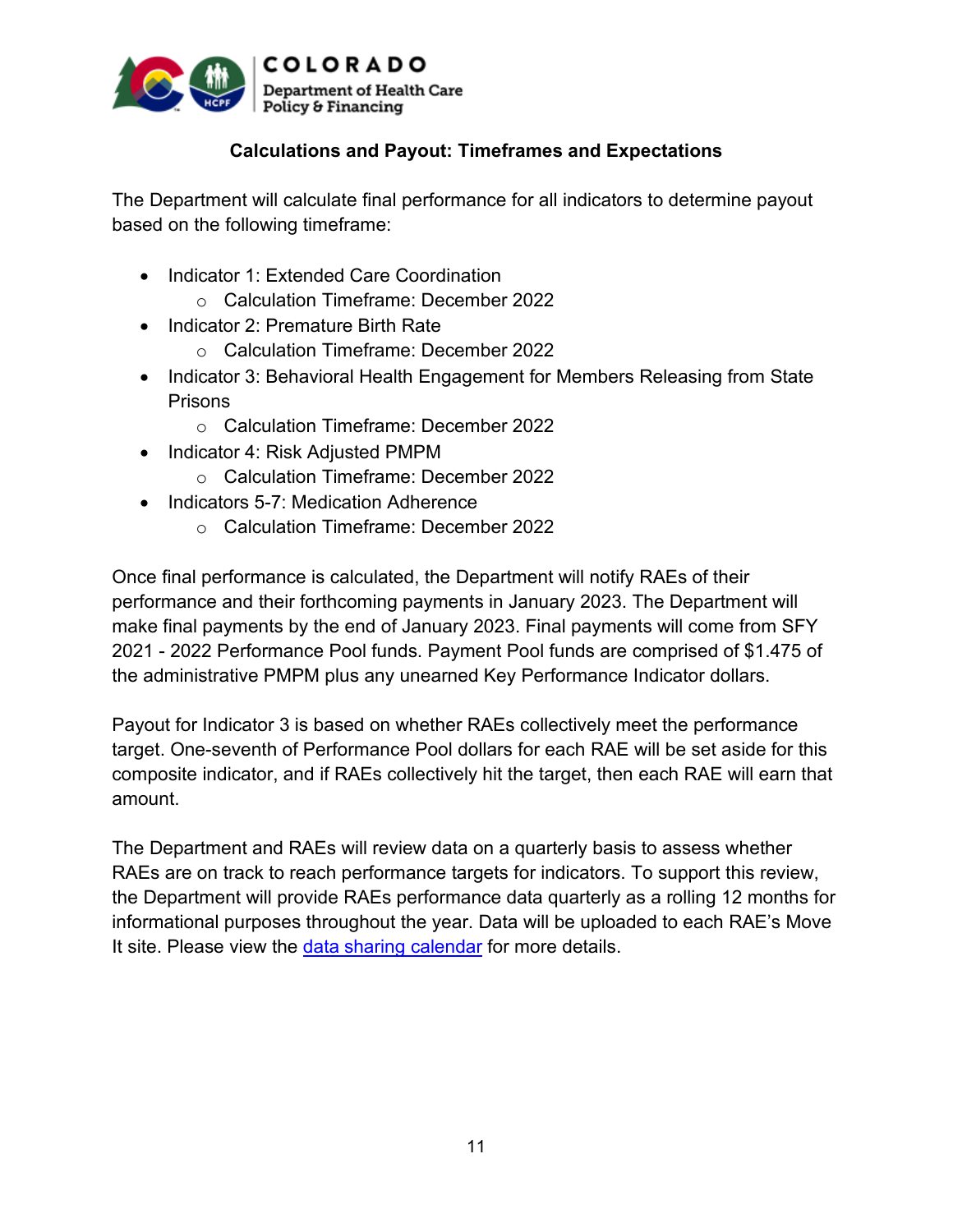## Calculations and Payout: Timeframes and Expectations

The Department will calculate final performance for all indicators to determine payout based on the following timeframe:

- Indicator 1: Extended Care Coordination
  - Calculation Timeframe: December 2022
- Indicator 2: Premature Birth Rate
  - Calculation Timeframe: December 2022
- Indicator 3: Behavioral Health Engagement for Members Releasing from State Prisons
  - Calculation Timeframe: December 2022
- Indicator 4: Risk Adjusted PMPM
  - Calculation Timeframe: December 2022
- Indicators 5-7: Medication Adherence
  - Calculation Timeframe: December 2022

Once final performance is calculated, the Department will notify RAEs of their performance and their forthcoming payments in January 2023. The Department will make final payments by the end of January 2023. Final payments will come from SFY 2021 - 2022 Performance Pool funds. Payment Pool funds are comprised of $1.475 of the administrative PMPM plus any unearned Key Performance Indicator dollars.

Payout for Indicator 3 is based on whether RAEs collectively meet the performance target. One-seventh of Performance Pool dollars for each RAE will be set aside for this composite indicator, and if RAEs collectively hit the target, then each RAE will earn that amount.

The Department and RAEs will review data on a quarterly basis to assess whether RAEs are on track to reach performance targets for indicators. To support this review, the Department will provide RAEs performance data quarterly as a rolling 12 months for informational purposes throughout the year. Data will be uploaded to each RAE's Move It site. Please view the data sharing calendar for more details.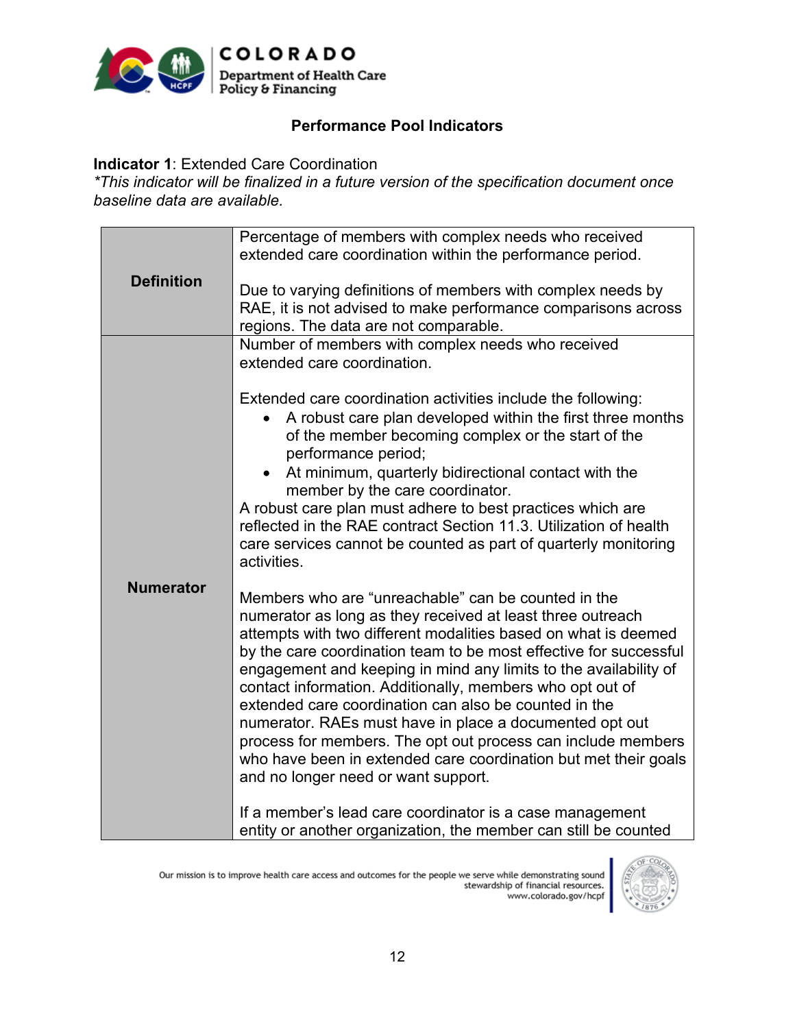## Performance Pool Indicators

**Indicator 1**: Extended Care Coordination
*\*This indicator will be finalized in a future version of the specification document once baseline data are available.*

| | |
|---|---|
| **Definition** | Percentage of members with complex needs who received extended care coordination within the performance period.<br><br>Due to varying definitions of members with complex needs by RAE, it is not advised to make performance comparisons across regions. The data are not comparable. |
| **Numerator** | Number of members with complex needs who received extended care coordination.<br><br>Extended care coordination activities include the following:<br>• A robust care plan developed within the first three months of the member becoming complex or the start of the performance period;<br>• At minimum, quarterly bidirectional contact with the member by the care coordinator.<br>A robust care plan must adhere to best practices which are reflected in the RAE contract Section 11.3. Utilization of health care services cannot be counted as part of quarterly monitoring activities.<br><br>Members who are "unreachable" can be counted in the numerator as long as they received at least three outreach attempts with two different modalities based on what is deemed by the care coordination team to be most effective for successful engagement and keeping in mind any limits to the availability of contact information. Additionally, members who opt out of extended care coordination can also be counted in the numerator. RAEs must have in place a documented opt out process for members. The opt out process can include members who have been in extended care coordination but met their goals and no longer need or want support.<br><br>If a member's lead care coordinator is a case management entity or another organization, the member can still be counted |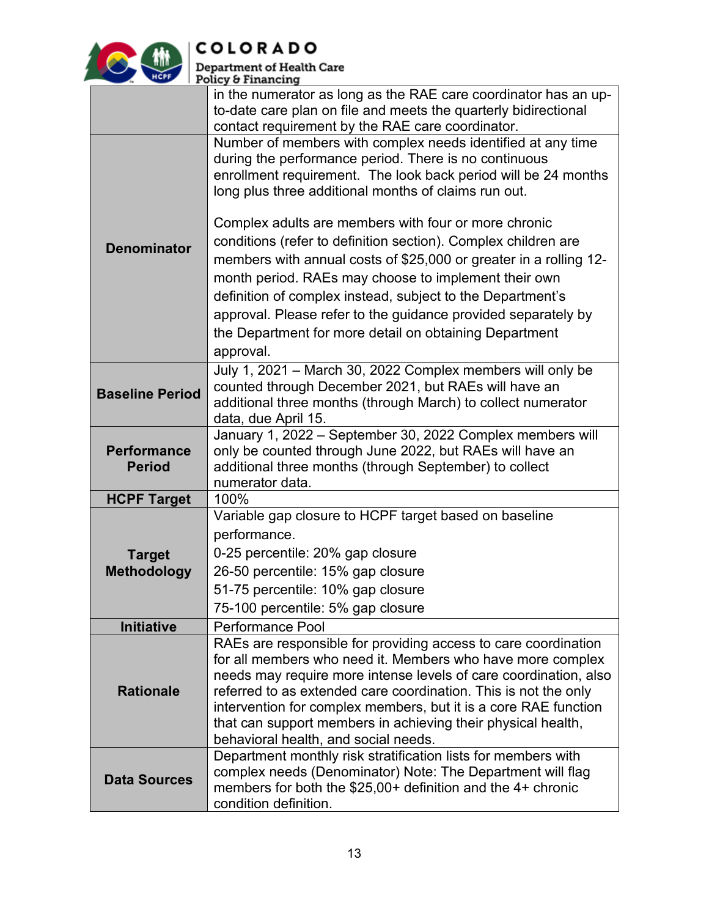| | |
|---|---|
| | in the numerator as long as the RAE care coordinator has an up-to-date care plan on file and meets the quarterly bidirectional contact requirement by the RAE care coordinator. |
| **Denominator** | Number of members with complex needs identified at any time during the performance period. There is no continuous enrollment requirement. The look back period will be 24 months long plus three additional months of claims run out.<br><br>Complex adults are members with four or more chronic conditions (refer to definition section). Complex children are members with annual costs of $25,000 or greater in a rolling 12-month period. RAEs may choose to implement their own definition of complex instead, subject to the Department's approval. Please refer to the guidance provided separately by the Department for more detail on obtaining Department approval. |
| **Baseline Period** | July 1, 2021 – March 30, 2022 Complex members will only be counted through December 2021, but RAEs will have an additional three months (through March) to collect numerator data, due April 15. |
| **Performance Period** | January 1, 2022 – September 30, 2022 Complex members will only be counted through June 2022, but RAEs will have an additional three months (through September) to collect numerator data. |
| **HCPF Target** | 100% |
| **Target Methodology** | Variable gap closure to HCPF target based on baseline performance.<br>0-25 percentile: 20% gap closure<br>26-50 percentile: 15% gap closure<br>51-75 percentile: 10% gap closure<br>75-100 percentile: 5% gap closure |
| **Initiative** | Performance Pool |
| **Rationale** | RAEs are responsible for providing access to care coordination for all members who need it. Members who have more complex needs may require more intense levels of care coordination, also referred to as extended care coordination. This is not the only intervention for complex members, but it is a core RAE function that can support members in achieving their physical health, behavioral health, and social needs. |
| **Data Sources** | Department monthly risk stratification lists for members with complex needs (Denominator) Note: The Department will flag members for both the $25,00+ definition and the 4+ chronic condition definition. |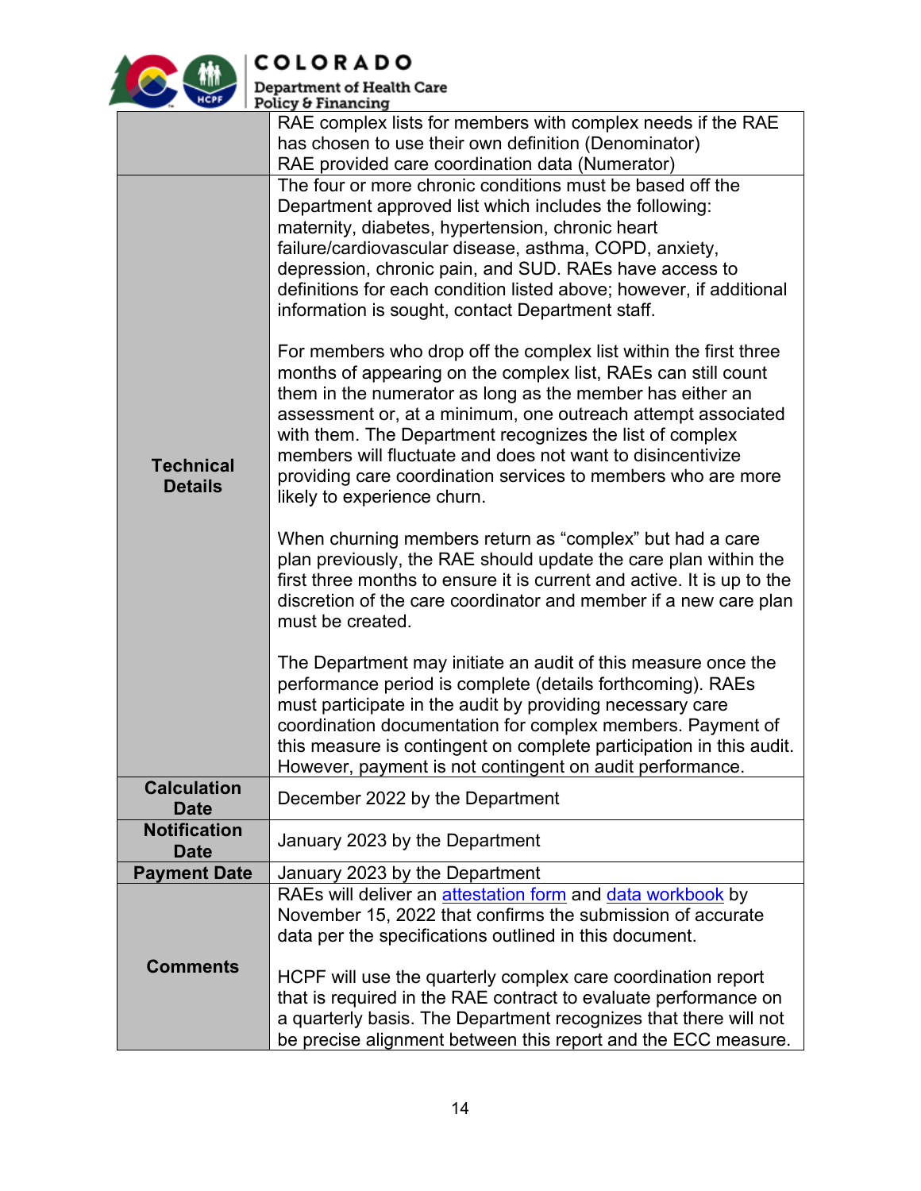| | |
|---|---|
| | RAE complex lists for members with complex needs if the RAE has chosen to use their own definition (Denominator)<br>RAE provided care coordination data (Numerator) |
| **Technical Details** | The four or more chronic conditions must be based off the Department approved list which includes the following: maternity, diabetes, hypertension, chronic heart failure/cardiovascular disease, asthma, COPD, anxiety, depression, chronic pain, and SUD. RAEs have access to definitions for each condition listed above; however, if additional information is sought, contact Department staff.<br><br>For members who drop off the complex list within the first three months of appearing on the complex list, RAEs can still count them in the numerator as long as the member has either an assessment or, at a minimum, one outreach attempt associated with them. The Department recognizes the list of complex members will fluctuate and does not want to disincentivize providing care coordination services to members who are more likely to experience churn.<br><br>When churning members return as "complex" but had a care plan previously, the RAE should update the care plan within the first three months to ensure it is current and active. It is up to the discretion of the care coordinator and member if a new care plan must be created.<br><br>The Department may initiate an audit of this measure once the performance period is complete (details forthcoming). RAEs must participate in the audit by providing necessary care coordination documentation for complex members. Payment of this measure is contingent on complete participation in this audit. However, payment is not contingent on audit performance. |
| **Calculation Date** | December 2022 by the Department |
| **Notification Date** | January 2023 by the Department |
| **Payment Date** | January 2023 by the Department |
| **Comments** | RAEs will deliver an attestation form and data workbook by November 15, 2022 that confirms the submission of accurate data per the specifications outlined in this document.<br><br>HCPF will use the quarterly complex care coordination report that is required in the RAE contract to evaluate performance on a quarterly basis. The Department recognizes that there will not be precise alignment between this report and the ECC measure. |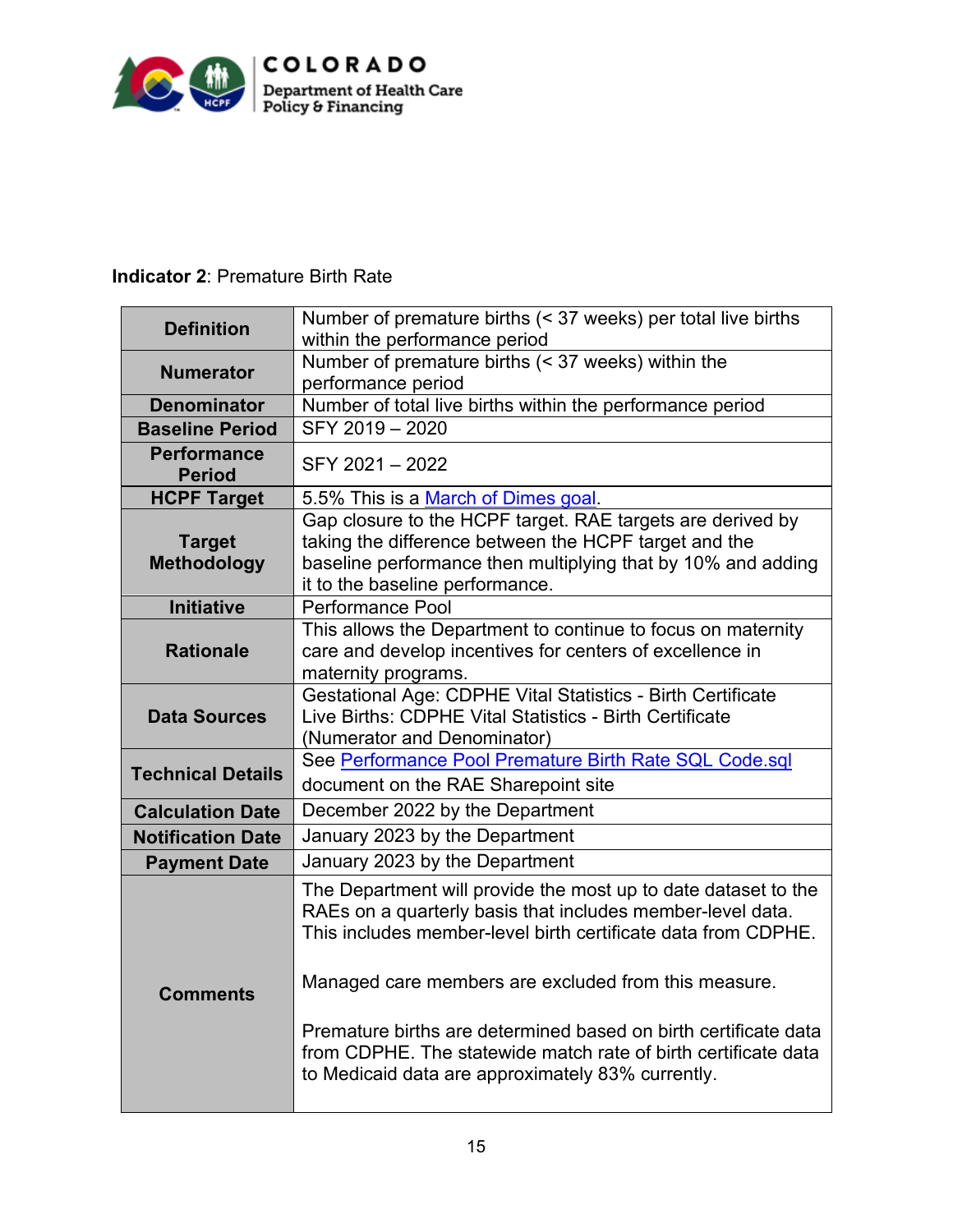**Indicator 2**: Premature Birth Rate

| | |
|---|---|
| **Definition** | Number of premature births (< 37 weeks) per total live births within the performance period |
| **Numerator** | Number of premature births (< 37 weeks) within the performance period |
| **Denominator** | Number of total live births within the performance period |
| **Baseline Period** | SFY 2019 – 2020 |
| **Performance Period** | SFY 2021 – 2022 |
| **HCPF Target** | 5.5% This is a March of Dimes goal. |
| **Target Methodology** | Gap closure to the HCPF target. RAE targets are derived by taking the difference between the HCPF target and the baseline performance then multiplying that by 10% and adding it to the baseline performance. |
| **Initiative** | Performance Pool |
| **Rationale** | This allows the Department to continue to focus on maternity care and develop incentives for centers of excellence in maternity programs. |
| **Data Sources** | Gestational Age: CDPHE Vital Statistics - Birth Certificate<br>Live Births: CDPHE Vital Statistics - Birth Certificate (Numerator and Denominator) |
| **Technical Details** | See Performance Pool Premature Birth Rate SQL Code.sql document on the RAE Sharepoint site |
| **Calculation Date** | December 2022 by the Department |
| **Notification Date** | January 2023 by the Department |
| **Payment Date** | January 2023 by the Department |
| **Comments** | The Department will provide the most up to date dataset to the RAEs on a quarterly basis that includes member-level data. This includes member-level birth certificate data from CDPHE.<br><br>Managed care members are excluded from this measure.<br><br>Premature births are determined based on birth certificate data from CDPHE. The statewide match rate of birth certificate data to Medicaid data are approximately 83% currently. |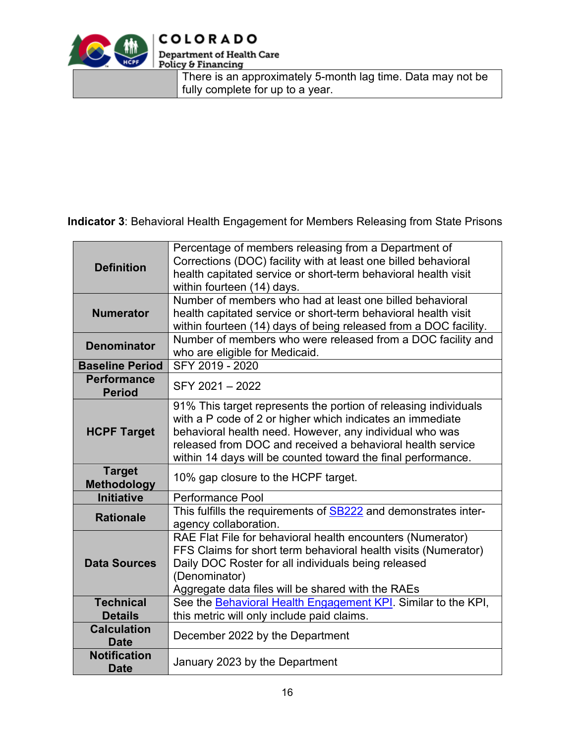| | |
|---|---|
| | There is an approximately 5-month lag time. Data may not be fully complete for up to a year. |

**Indicator 3**: Behavioral Health Engagement for Members Releasing from State Prisons

| | |
|---|---|
| **Definition** | Percentage of members releasing from a Department of Corrections (DOC) facility with at least one billed behavioral health capitated service or short-term behavioral health visit within fourteen (14) days. |
| **Numerator** | Number of members who had at least one billed behavioral health capitated service or short-term behavioral health visit within fourteen (14) days of being released from a DOC facility. |
| **Denominator** | Number of members who were released from a DOC facility and who are eligible for Medicaid. |
| **Baseline Period** | SFY 2019 - 2020 |
| **Performance Period** | SFY 2021 – 2022 |
| **HCPF Target** | 91% This target represents the portion of releasing individuals with a P code of 2 or higher which indicates an immediate behavioral health need. However, any individual who was released from DOC and received a behavioral health service within 14 days will be counted toward the final performance. |
| **Target Methodology** | 10% gap closure to the HCPF target. |
| **Initiative** | Performance Pool |
| **Rationale** | This fulfills the requirements of SB222 and demonstrates inter-agency collaboration. |
| **Data Sources** | RAE Flat File for behavioral health encounters (Numerator)<br>FFS Claims for short term behavioral health visits (Numerator)<br>Daily DOC Roster for all individuals being released (Denominator)<br>Aggregate data files will be shared with the RAEs |
| **Technical Details** | See the Behavioral Health Engagement KPI. Similar to the KPI, this metric will only include paid claims. |
| **Calculation Date** | December 2022 by the Department |
| **Notification Date** | January 2023 by the Department |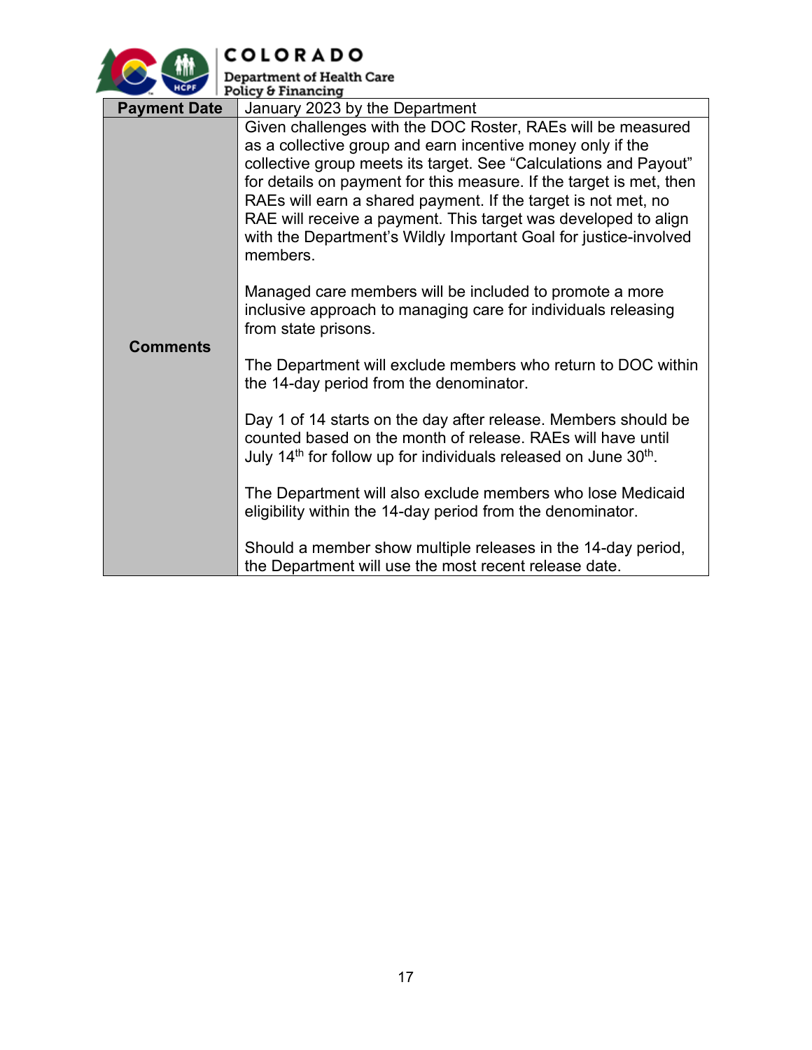| Payment Date | January 2023 by the Department |
|---|---|
| Comments | Given challenges with the DOC Roster, RAEs will be measured as a collective group and earn incentive money only if the collective group meets its target. See "Calculations and Payout" for details on payment for this measure. If the target is met, then RAEs will earn a shared payment. If the target is not met, no RAE will receive a payment. This target was developed to align with the Department's Wildly Important Goal for justice-involved members.<br><br>Managed care members will be included to promote a more inclusive approach to managing care for individuals releasing from state prisons.<br><br>The Department will exclude members who return to DOC within the 14-day period from the denominator.<br><br>Day 1 of 14 starts on the day after release. Members should be counted based on the month of release. RAEs will have until July 14th for follow up for individuals released on June 30th.<br><br>The Department will also exclude members who lose Medicaid eligibility within the 14-day period from the denominator.<br><br>Should a member show multiple releases in the 14-day period, the Department will use the most recent release date. |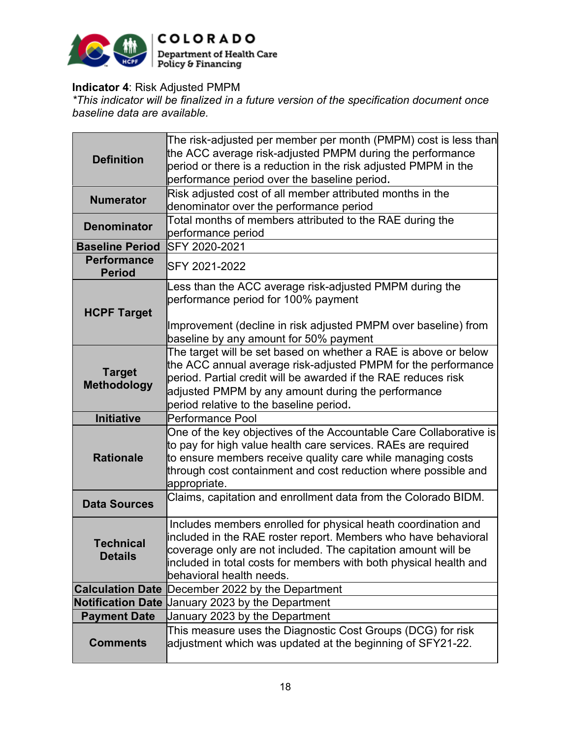**Indicator 4**: Risk Adjusted PMPM
*\*This indicator will be finalized in a future version of the specification document once baseline data are available.*

| | |
|---|---|
| **Definition** | The risk-adjusted per member per month (PMPM) cost is less than the ACC average risk-adjusted PMPM during the performance period or there is a reduction in the risk adjusted PMPM in the performance period over the baseline period. |
| **Numerator** | Risk adjusted cost of all member attributed months in the denominator over the performance period |
| **Denominator** | Total months of members attributed to the RAE during the performance period |
| **Baseline Period** | SFY 2020-2021 |
| **Performance Period** | SFY 2021-2022 |
| **HCPF Target** | Less than the ACC average risk-adjusted PMPM during the performance period for 100% payment<br><br>Improvement (decline in risk adjusted PMPM over baseline) from baseline by any amount for 50% payment |
| **Target Methodology** | The target will be set based on whether a RAE is above or below the ACC annual average risk-adjusted PMPM for the performance period. Partial credit will be awarded if the RAE reduces risk adjusted PMPM by any amount during the performance period relative to the baseline period. |
| **Initiative** | Performance Pool |
| **Rationale** | One of the key objectives of the Accountable Care Collaborative is to pay for high value health care services. RAEs are required to ensure members receive quality care while managing costs through cost containment and cost reduction where possible and appropriate. |
| **Data Sources** | Claims, capitation and enrollment data from the Colorado BIDM. |
| **Technical Details** | Includes members enrolled for physical heath coordination and included in the RAE roster report. Members who have behavioral coverage only are not included. The capitation amount will be included in total costs for members with both physical health and behavioral health needs. |
| **Calculation Date** | December 2022 by the Department |
| **Notification Date** | January 2023 by the Department |
| **Payment Date** | January 2023 by the Department |
| **Comments** | This measure uses the Diagnostic Cost Groups (DCG) for risk adjustment which was updated at the beginning of SFY21-22. |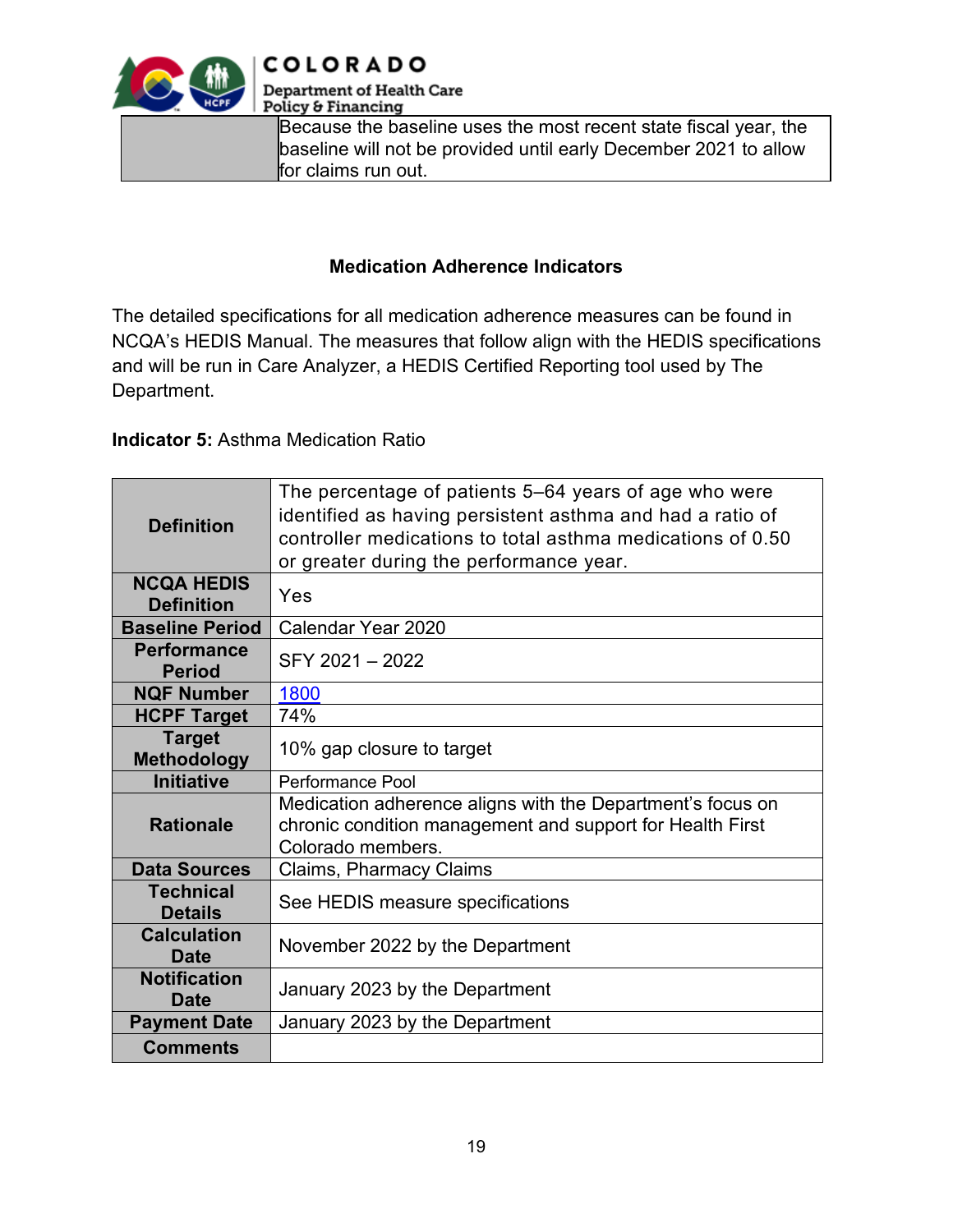| | |
|---|---|
| | Because the baseline uses the most recent state fiscal year, the baseline will not be provided until early December 2021 to allow for claims run out. |

## Medication Adherence Indicators

The detailed specifications for all medication adherence measures can be found in NCQA's HEDIS Manual. The measures that follow align with the HEDIS specifications and will be run in Care Analyzer, a HEDIS Certified Reporting tool used by The Department.

**Indicator 5:** Asthma Medication Ratio

| | |
|---|---|
| **Definition** | The percentage of patients 5–64 years of age who were identified as having persistent asthma and had a ratio of controller medications to total asthma medications of 0.50 or greater during the performance year. |
| **NCQA HEDIS Definition** | Yes |
| **Baseline Period** | Calendar Year 2020 |
| **Performance Period** | SFY 2021 – 2022 |
| **NQF Number** | 1800 |
| **HCPF Target** | 74% |
| **Target Methodology** | 10% gap closure to target |
| **Initiative** | Performance Pool |
| **Rationale** | Medication adherence aligns with the Department's focus on chronic condition management and support for Health First Colorado members. |
| **Data Sources** | Claims, Pharmacy Claims |
| **Technical Details** | See HEDIS measure specifications |
| **Calculation Date** | November 2022 by the Department |
| **Notification Date** | January 2023 by the Department |
| **Payment Date** | January 2023 by the Department |
| **Comments** | |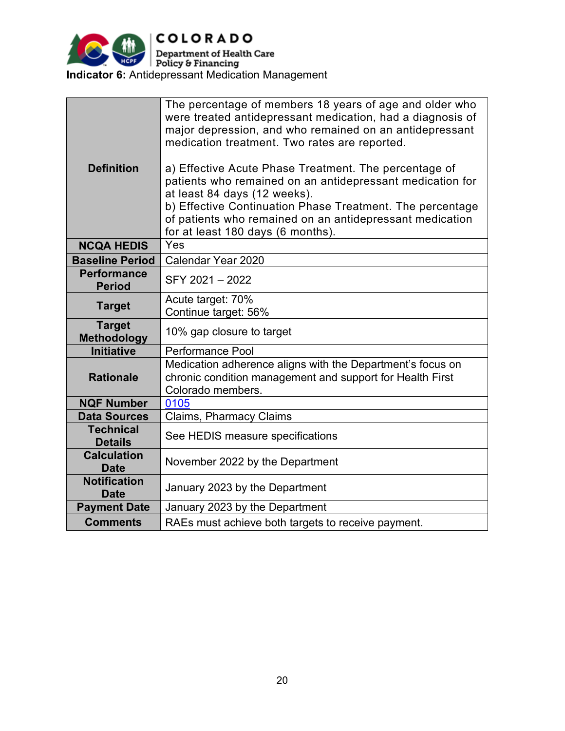**Indicator 6:** Antidepressant Medication Management

| | |
|---|---|
| **Definition** | The percentage of members 18 years of age and older who were treated antidepressant medication, had a diagnosis of major depression, and who remained on an antidepressant medication treatment. Two rates are reported.<br><br>a) Effective Acute Phase Treatment. The percentage of patients who remained on an antidepressant medication for at least 84 days (12 weeks).<br>b) Effective Continuation Phase Treatment. The percentage of patients who remained on an antidepressant medication for at least 180 days (6 months). |
| **NCQA HEDIS** | Yes |
| **Baseline Period** | Calendar Year 2020 |
| **Performance Period** | SFY 2021 – 2022 |
| **Target** | Acute target: 70%<br>Continue target: 56% |
| **Target Methodology** | 10% gap closure to target |
| **Initiative** | Performance Pool |
| **Rationale** | Medication adherence aligns with the Department's focus on chronic condition management and support for Health First Colorado members. |
| **NQF Number** | 0105 |
| **Data Sources** | Claims, Pharmacy Claims |
| **Technical Details** | See HEDIS measure specifications |
| **Calculation Date** | November 2022 by the Department |
| **Notification Date** | January 2023 by the Department |
| **Payment Date** | January 2023 by the Department |
| **Comments** | RAEs must achieve both targets to receive payment. |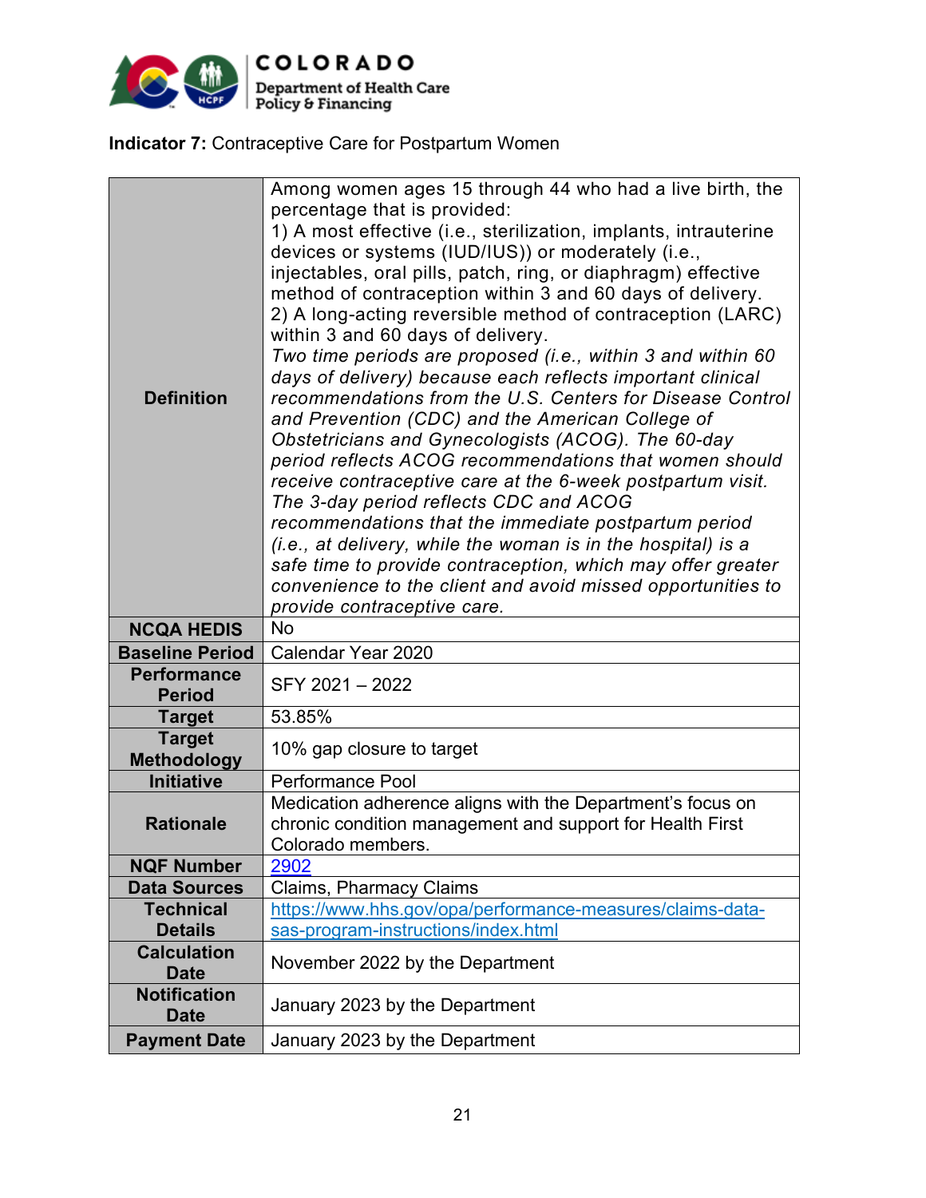**Indicator 7:** Contraceptive Care for Postpartum Women

| | |
|---|---|
| **Definition** | Among women ages 15 through 44 who had a live birth, the percentage that is provided:<br>1) A most effective (i.e., sterilization, implants, intrauterine devices or systems (IUD/IUS)) or moderately (i.e., injectables, oral pills, patch, ring, or diaphragm) effective method of contraception within 3 and 60 days of delivery.<br>2) A long-acting reversible method of contraception (LARC) within 3 and 60 days of delivery.<br>*Two time periods are proposed (i.e., within 3 and within 60 days of delivery) because each reflects important clinical recommendations from the U.S. Centers for Disease Control and Prevention (CDC) and the American College of Obstetricians and Gynecologists (ACOG). The 60-day period reflects ACOG recommendations that women should receive contraceptive care at the 6-week postpartum visit. The 3-day period reflects CDC and ACOG recommendations that the immediate postpartum period (i.e., at delivery, while the woman is in the hospital) is a safe time to provide contraception, which may offer greater convenience to the client and avoid missed opportunities to provide contraceptive care.* |
| **NCQA HEDIS** | No |
| **Baseline Period** | Calendar Year 2020 |
| **Performance Period** | SFY 2021 – 2022 |
| **Target** | 53.85% |
| **Target Methodology** | 10% gap closure to target |
| **Initiative** | Performance Pool |
| **Rationale** | Medication adherence aligns with the Department's focus on chronic condition management and support for Health First Colorado members. |
| **NQF Number** | 2902 |
| **Data Sources** | Claims, Pharmacy Claims |
| **Technical Details** | https://www.hhs.gov/opa/performance-measures/claims-data-sas-program-instructions/index.html |
| **Calculation Date** | November 2022 by the Department |
| **Notification Date** | January 2023 by the Department |
| **Payment Date** | January 2023 by the Department |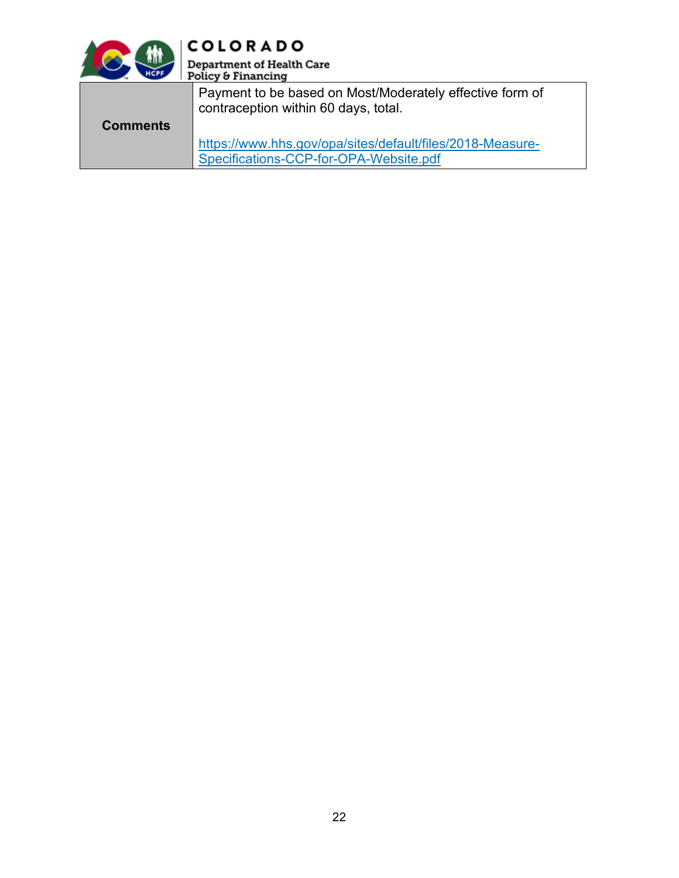| Comments | Payment to be based on Most/Moderately effective form of contraception within 60 days, total.<br><br>https://www.hhs.gov/opa/sites/default/files/2018-Measure-Specifications-CCP-for-OPA-Website.pdf |
|---|---|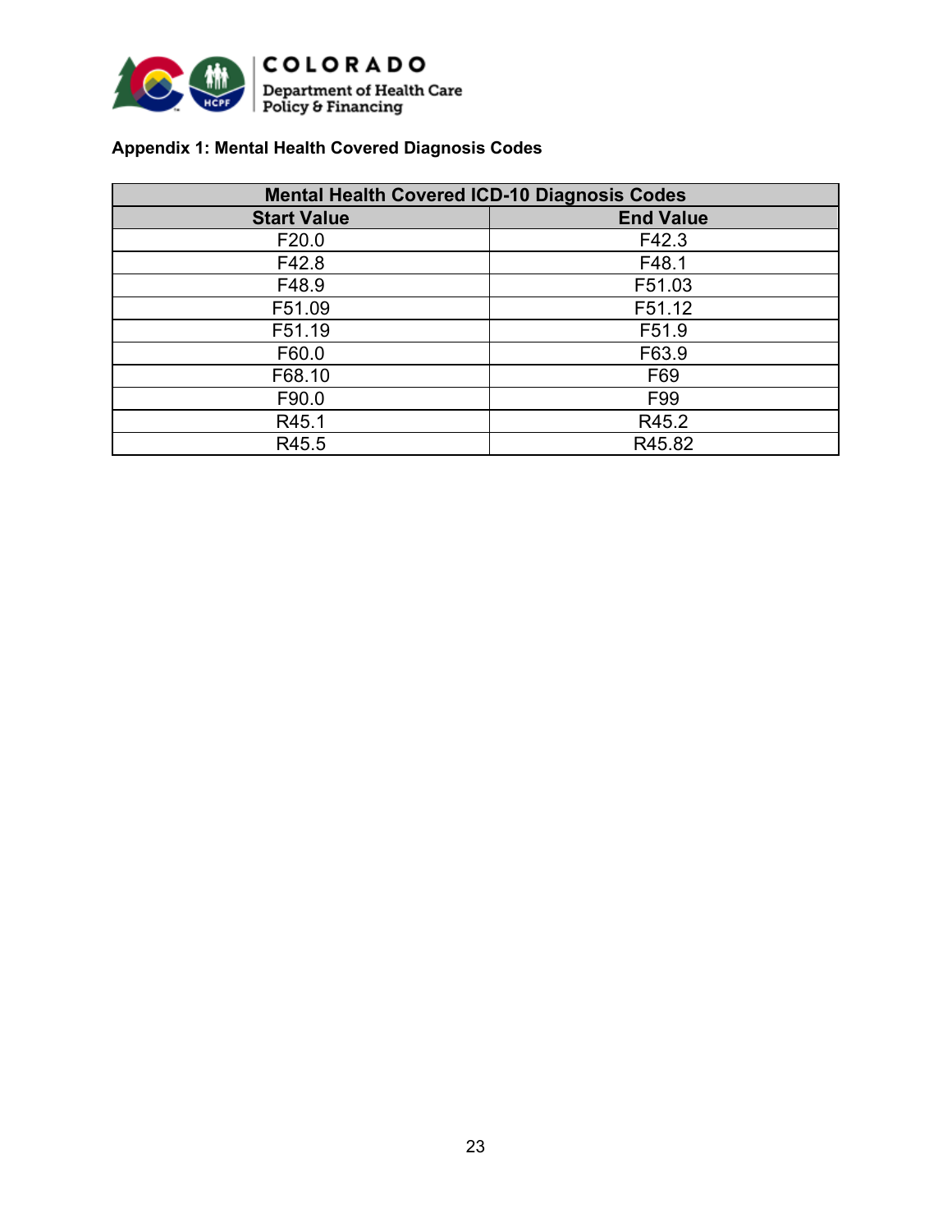**Appendix 1: Mental Health Covered Diagnosis Codes**

| Mental Health Covered ICD-10 Diagnosis Codes | |
|---|---|
| **Start Value** | **End Value** |
| F20.0 | F42.3 |
| F42.8 | F48.1 |
| F48.9 | F51.03 |
| F51.09 | F51.12 |
| F51.19 | F51.9 |
| F60.0 | F63.9 |
| F68.10 | F69 |
| F90.0 | F99 |
| R45.1 | R45.2 |
| R45.5 | R45.82 |